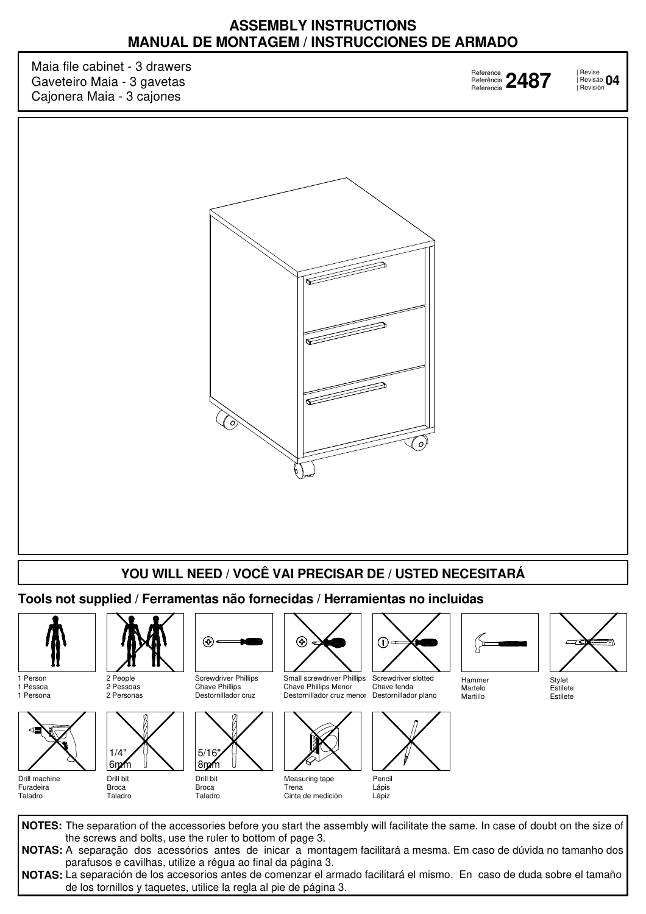# ASSEMBLY INSTRUCTIONS
# MANUAL DE MONTAGEM / INSTRUCCIONES DE ARMADO

Maia file cabinet - 3 drawers
Gaveteiro Maia - 3 gavetas
Cajonera Maia - 3 cajones

Reference / Referência / Referencia **2487**

| Revise / | Revisão / | Revisión **04**

## YOU WILL NEED / VOCÊ VAI PRECISAR DE / USTED NECESITARÁ

### Tools not supplied / Ferramentas não fornecidas / Herramientas no incluidas

- 1 Person / 1 Pessoa / 1 Persona
- 2 People / 2 Pessoas / 2 Personas
- Screwdriver Phillips / Chave Phillips / Destornillador cruz
- Small screwdriver Phillips / Chave Phillips Menor / Destornillador cruz menor
- Screwdriver slotted / Chave fenda / Destornillador plano
- Hammer / Martelo / Martillo
- Stylet / Estilete / Estilete
- Drill machine / Furadeira / Taladro
- Drill bit / Broca / Taladro (1/4" 6mm)
- Drill bit / Broca / Taladro (5/16" 8mm)
- Measuring tape / Trena / Cinta de medición
- Pencil / Lápis / Lápiz

**NOTES:** The separation of the accessories before you start the assembly will facilitate the same. In case of doubt on the size of the screws and bolts, use the ruler to bottom of page 3.

**NOTAS:** A separação dos acessórios antes de inicar a montagem facilitará a mesma. Em caso de dúvida no tamanho dos parafusos e cavilhas, utilize a régua ao final da página 3.

**NOTAS:** La separación de los accesorios antes de comenzar el armado facilitará el mismo. En caso de duda sobre el tamaño de los tornillos y taquetes, utilice la regla al pie de página 3.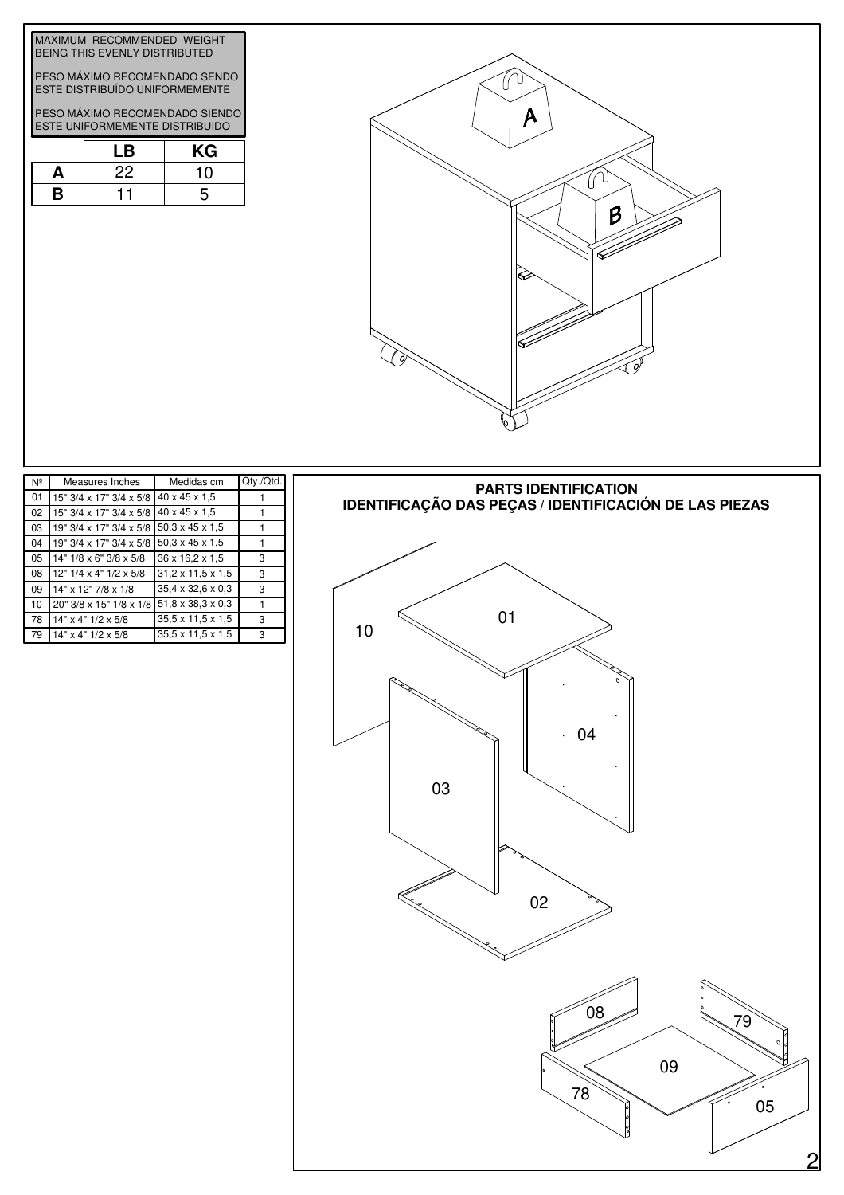MAXIMUM RECOMMENDED WEIGHT BEING THIS EVENLY DISTRIBUTED

PESO MÁXIMO RECOMENDADO SENDO ESTE DISTRIBUÍDO UNIFORMEMENTE

PESO MÁXIMO RECOMENDADO SIENDO ESTE UNIFORMEMENTE DISTRIBUIDO

| | LB | KG |
|---|---|---|
| A | 22 | 10 |
| B | 11 | 5 |

| Nº | Measures Inches | Medidas cm | Qty./Qtd. |
|---|---|---|---|
| 01 | 15" 3/4 x 17" 3/4 x 5/8 | 40 x 45 x 1,5 | 1 |
| 02 | 15" 3/4 x 17" 3/4 x 5/8 | 40 x 45 x 1,5 | 1 |
| 03 | 19" 3/4 x 17" 3/4 x 5/8 | 50,3 x 45 x 1,5 | 1 |
| 04 | 19" 3/4 x 17" 3/4 x 5/8 | 50,3 x 45 x 1,5 | 1 |
| 05 | 14" 1/8 x 6" 3/8 x 5/8 | 36 x 16,2 x 1,5 | 3 |
| 08 | 12" 1/4 x 4" 1/2 x 5/8 | 31,2 x 11,5 x 1,5 | 3 |
| 09 | 14" x 12" 7/8 x 1/8 | 35,4 x 32,6 x 0,3 | 3 |
| 10 | 20" 3/8 x 15" 1/8 x 1/8 | 51,8 x 38,3 x 0,3 | 1 |
| 78 | 14" x 4" 1/2 x 5/8 | 35,5 x 11,5 x 1,5 | 3 |
| 79 | 14" x 4" 1/2 x 5/8 | 35,5 x 11,5 x 1,5 | 3 |

## PARTS IDENTIFICATION
## IDENTIFICAÇÃO DAS PEÇAS / IDENTIFICACIÓN DE LAS PIEZAS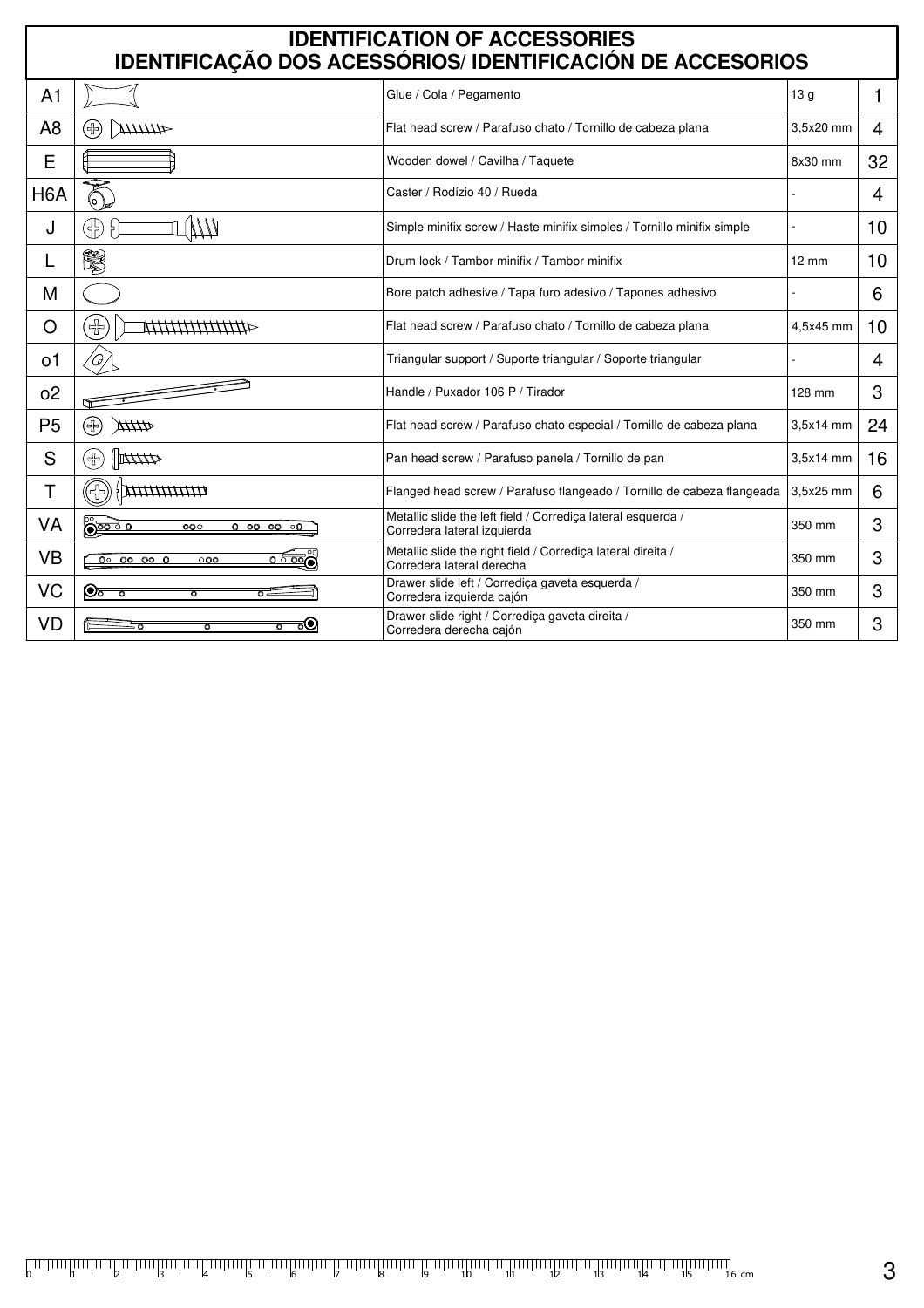# IDENTIFICATION OF ACCESSORIES
# IDENTIFICAÇÃO DOS ACESSÓRIOS/ IDENTIFICACIÓN DE ACCESORIOS

| | | | | |
|---|---|---|---|---|
| A1 | | Glue / Cola / Pegamento | 13 g | 1 |
| A8 | | Flat head screw / Parafuso chato / Tornillo de cabeza plana | 3,5x20 mm | 4 |
| E | | Wooden dowel / Cavilha / Taquete | 8x30 mm | 32 |
| H6A | | Caster / Rodízio 40 / Rueda | - | 4 |
| J | | Simple minifix screw / Haste minifix simples / Tornillo minifix simple | - | 10 |
| L | | Drum lock / Tambor minifix / Tambor minifix | 12 mm | 10 |
| M | | Bore patch adhesive / Tapa furo adesivo / Tapones adhesivo | - | 6 |
| O | | Flat head screw / Parafuso chato / Tornillo de cabeza plana | 4,5x45 mm | 10 |
| o1 | | Triangular support / Suporte triangular / Soporte triangular | - | 4 |
| o2 | | Handle / Puxador 106 P / Tirador | 128 mm | 3 |
| P5 | | Flat head screw / Parafuso chato especial / Tornillo de cabeza plana | 3,5x14 mm | 24 |
| S | | Pan head screw / Parafuso panela / Tornillo de pan | 3,5x14 mm | 16 |
| T | | Flanged head screw / Parafuso flangeado / Tornillo de cabeza flangeada | 3,5x25 mm | 6 |
| VA | | Metallic slide the left field / Corrediça lateral esquerda / Corredera lateral izquierda | 350 mm | 3 |
| VB | | Metallic slide the right field / Corrediça lateral direita / Corredera lateral derecha | 350 mm | 3 |
| VC | | Drawer slide left / Corrediça gaveta esquerda / Corredera izquierda cajón | 350 mm | 3 |
| VD | | Drawer slide right / Corrediça gaveta direita / Corredera derecha cajón | 350 mm | 3 |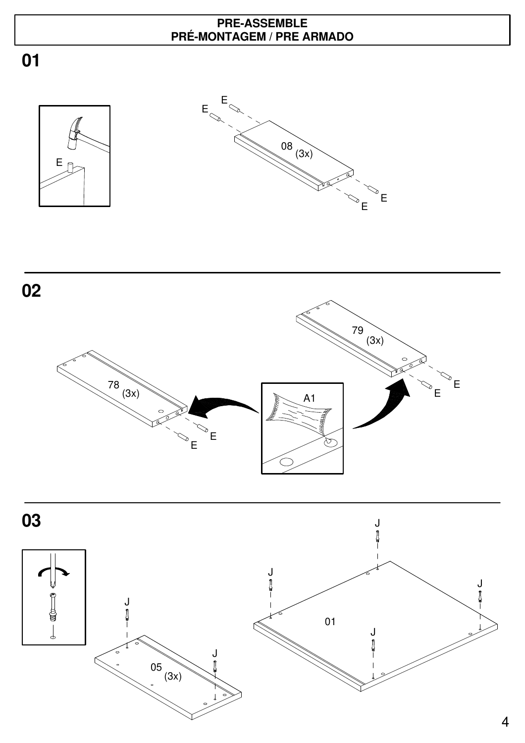# PRE-ASSEMBLE
## PRÉ-MONTAGEM / PRE ARMADO

## 01

E

E

E

08 (3x)

E

E

## 02

79 (3x)

78 (3x)

A1

E

E

E

E

## 03

J

J

J

J

J

J

01

05 (3x)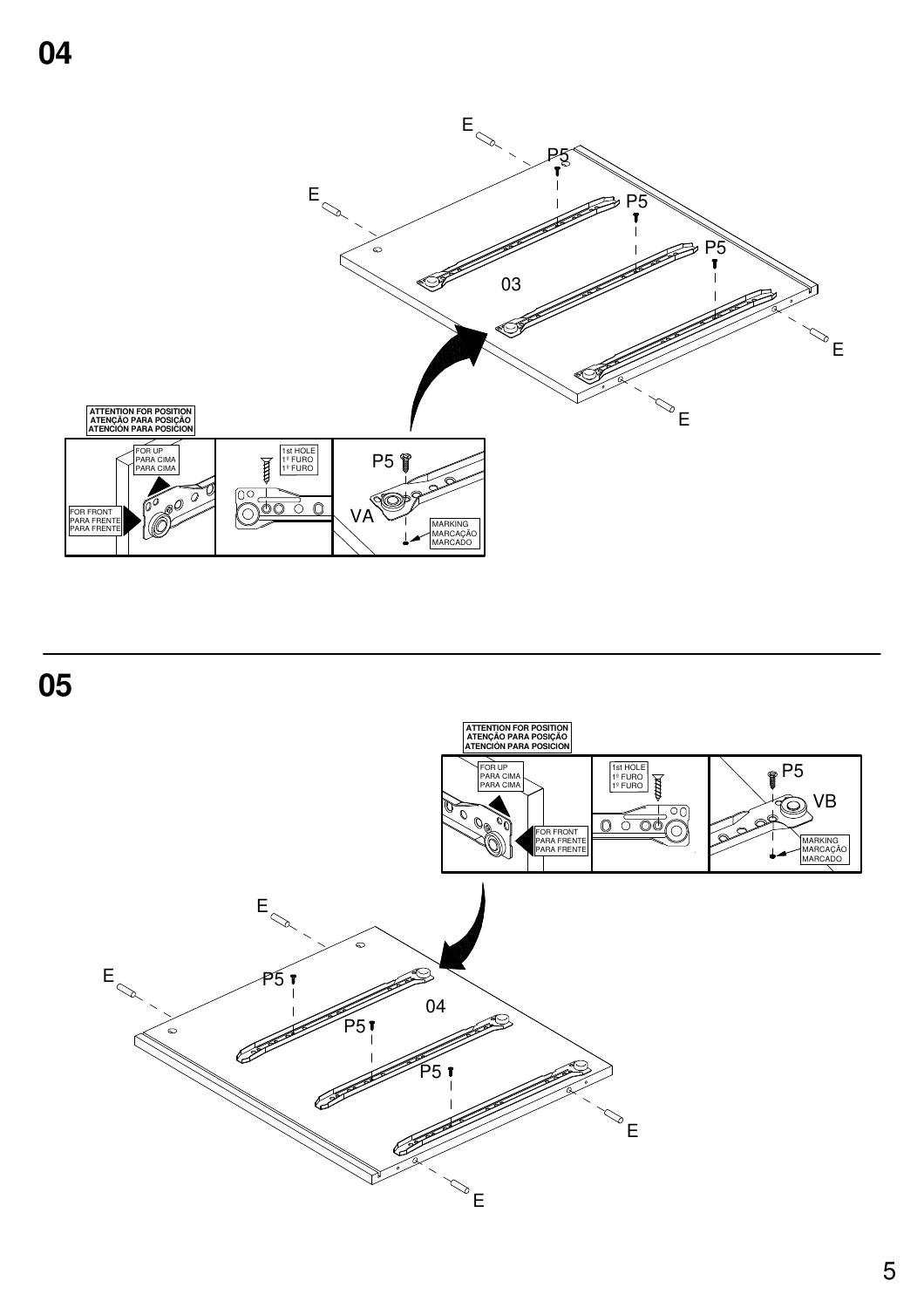## 04

E

P5

E

P5

P5

03

E

E

ATTENTION FOR POSITION
ATENÇÃO PARA POSIÇÃO
ATENCIÓN PARA POSICION

FOR UP
PARA CIMA
PARA CIMA

FOR FRONT
PARA FRENTE
PARA FRENTE

1st HOLE
1º FURO
1º FURO

P5

VA

MARKING
MARCAÇÃO
MARCADO

## 05

ATTENTION FOR POSITION
ATENÇÃO PARA POSIÇÃO
ATENCIÓN PARA POSICION

FOR UP
PARA CIMA
PARA CIMA

FOR FRONT
PARA FRENTE
PARA FRENTE

1st HOLE
1º FURO
1º FURO

P5

VB

MARKING
MARCAÇÃO
MARCADO

E

E

P5

04

P5

P5

E

E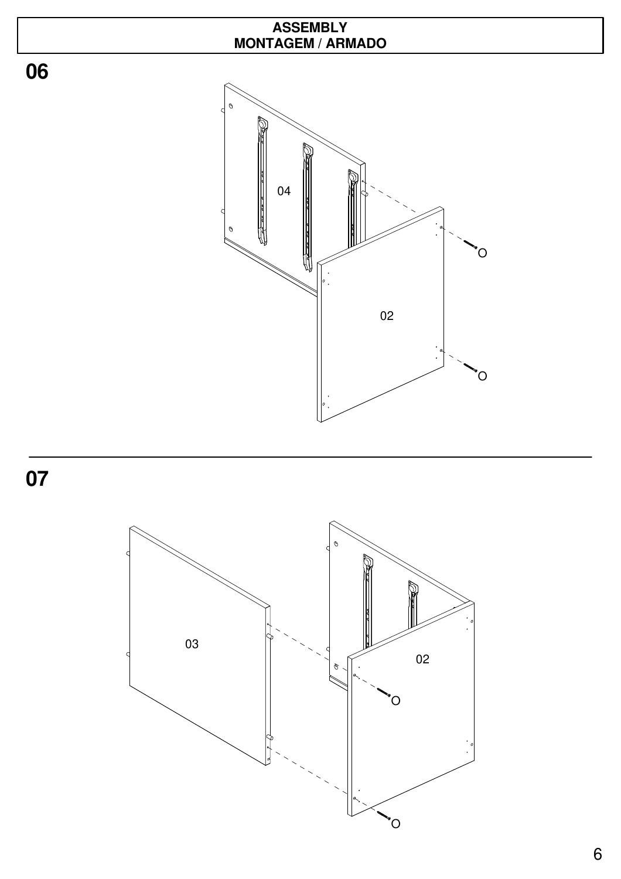**ASSEMBLY**
**MONTAGEM / ARMADO**

## 06

04

02

O

O

## 07

03

02

O

O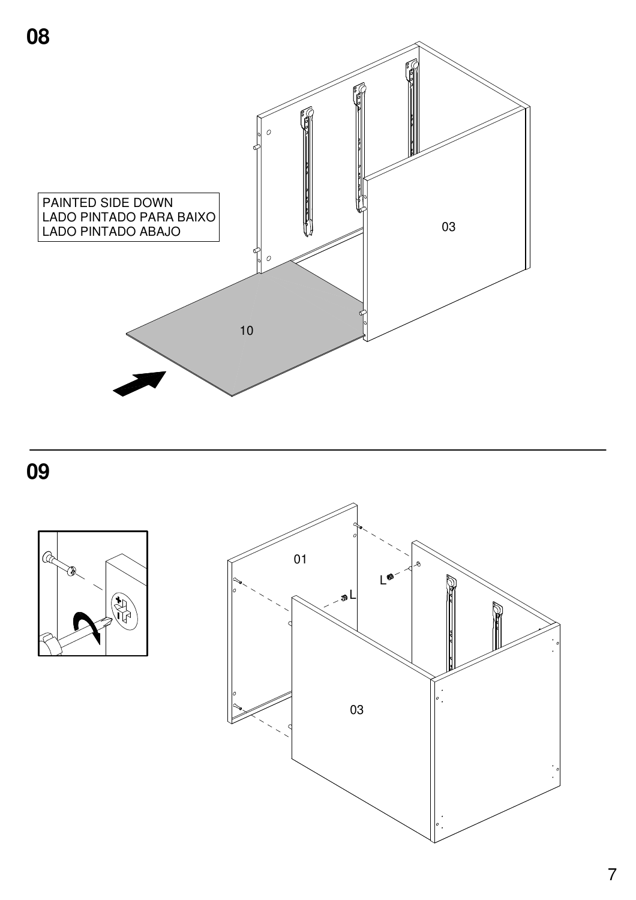## 08

PAINTED SIDE DOWN
LADO PINTADO PARA BAIXO
LADO PINTADO ABAJO

03

10

## 09

01

L

L

03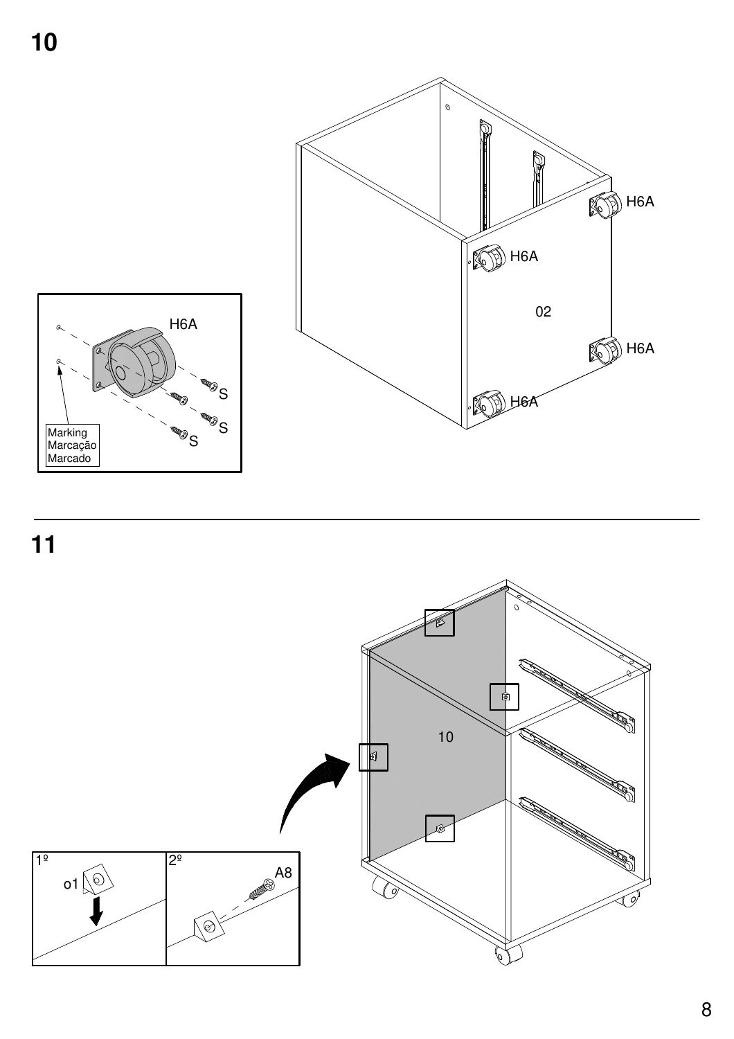## 10

H6A

H6A

02

H6A

H6A

H6A

S

S

S

Marking
Marcação
Marcado

## 11

10

1º

o1

2º

A8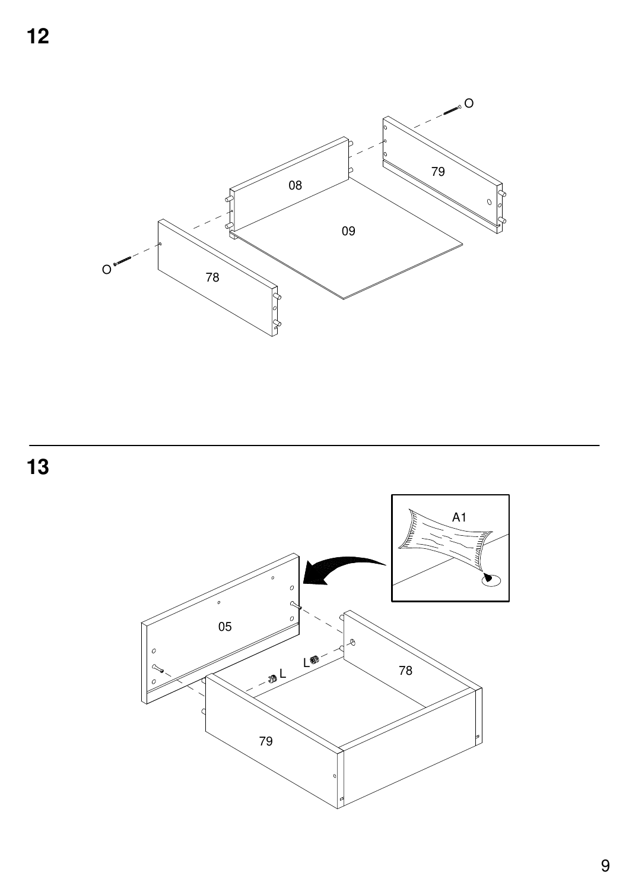**12**

O

08

79

09

O

78

**13**

A1

05

L

L

78

79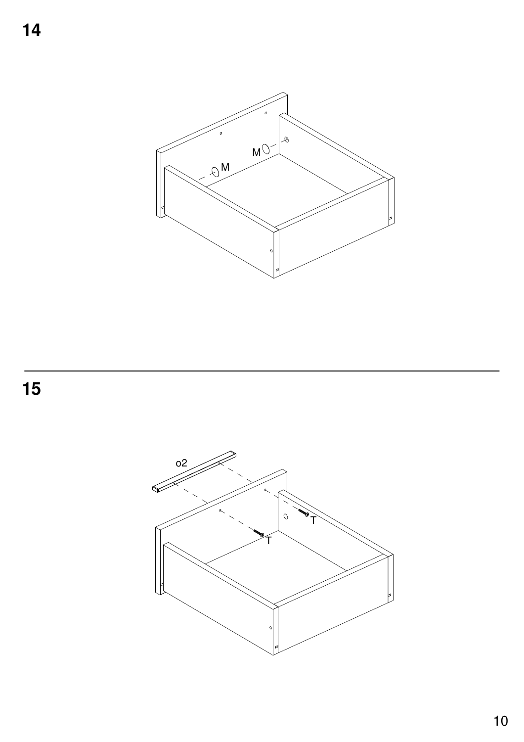## 14

M

M

## 15

o2

T

T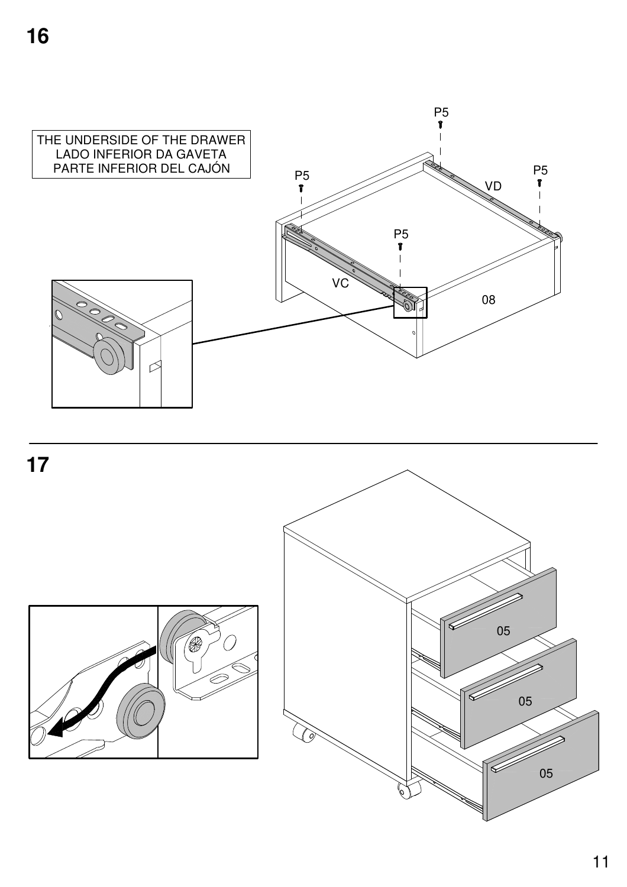## 16

THE UNDERSIDE OF THE DRAWER
LADO INFERIOR DA GAVETA
PARTE INFERIOR DEL CAJÓN

P5

P5

P5

P5

VD

VC

08

## 17

05

05

05